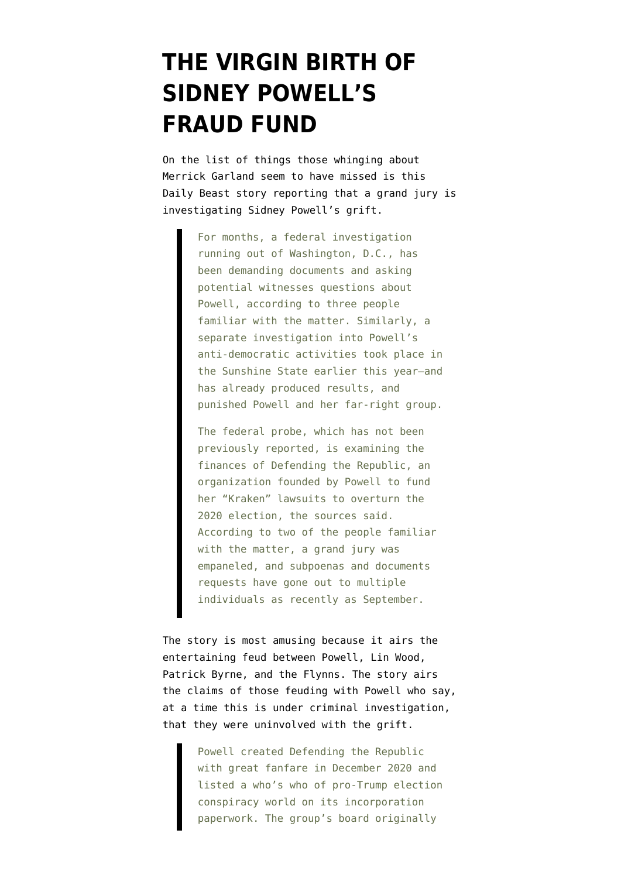# THE VIRGIN BIRTH OF SIDNEY POWELL'S FRAUD FUND

On the list of things those whinging about Merrick Garland seem to have missed is this Daily Beast story reporting that a grand jury is investigating Sidney Powell's grift.

> For months, a federal investigation running out of Washington, D.C., has been demanding documents and asking potential witnesses questions about Powell, according to three people familiar with the matter. Similarly, a separate investigation into Powell's anti-democratic activities took place in the Sunshine State earlier this year—and has already produced results, and punished Powell and her far-right group.
>
> The federal probe, which has not been previously reported, is examining the finances of Defending the Republic, an organization founded by Powell to fund her "Kraken" lawsuits to overturn the 2020 election, the sources said. According to two of the people familiar with the matter, a grand jury was empaneled, and subpoenas and documents requests have gone out to multiple individuals as recently as September.

The story is most amusing because it airs the entertaining feud between Powell, Lin Wood, Patrick Byrne, and the Flynns. The story airs the claims of those feuding with Powell who say, at a time this is under criminal investigation, that they were uninvolved with the grift.

> Powell created Defending the Republic with great fanfare in December 2020 and listed a who's who of pro-Trump election conspiracy world on its incorporation paperwork. The group's board originally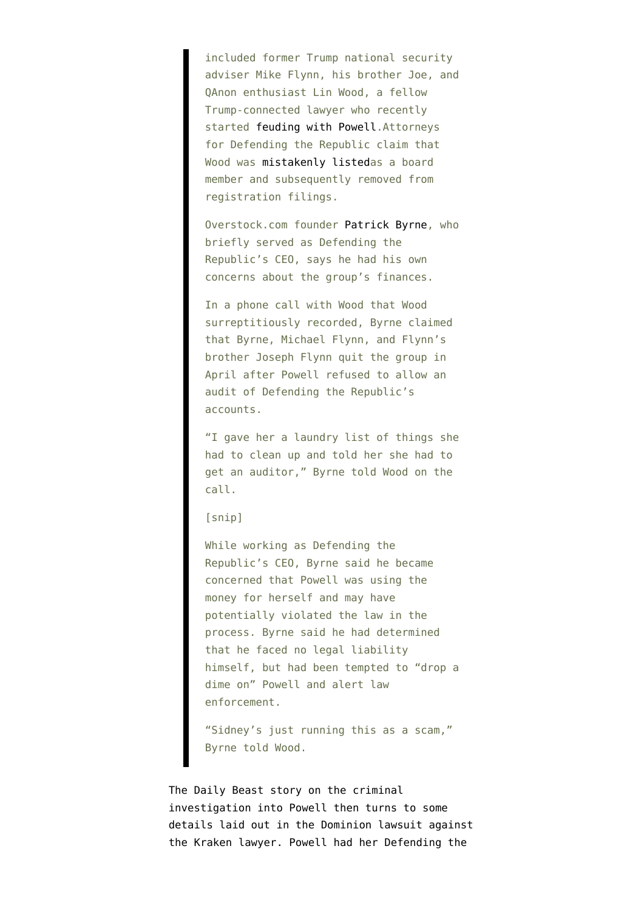> included former Trump national security adviser Mike Flynn, his brother Joe, and QAnon enthusiast Lin Wood, a fellow Trump-connected lawyer who recently started feuding with Powell.Attorneys for Defending the Republic claim that Wood was mistakenly listedas a board member and subsequently removed from registration filings.
>
> Overstock.com founder Patrick Byrne, who briefly served as Defending the Republic's CEO, says he had his own concerns about the group's finances.
>
> In a phone call with Wood that Wood surreptitiously recorded, Byrne claimed that Byrne, Michael Flynn, and Flynn's brother Joseph Flynn quit the group in April after Powell refused to allow an audit of Defending the Republic's accounts.
>
> "I gave her a laundry list of things she had to clean up and told her she had to get an auditor," Byrne told Wood on the call.
>
> [snip]
>
> While working as Defending the Republic's CEO, Byrne said he became concerned that Powell was using the money for herself and may have potentially violated the law in the process. Byrne said he had determined that he faced no legal liability himself, but had been tempted to "drop a dime on" Powell and alert law enforcement.
>
> "Sidney's just running this as a scam," Byrne told Wood.

The Daily Beast story on the criminal investigation into Powell then turns to some details laid out in the Dominion lawsuit against the Kraken lawyer. Powell had her Defending the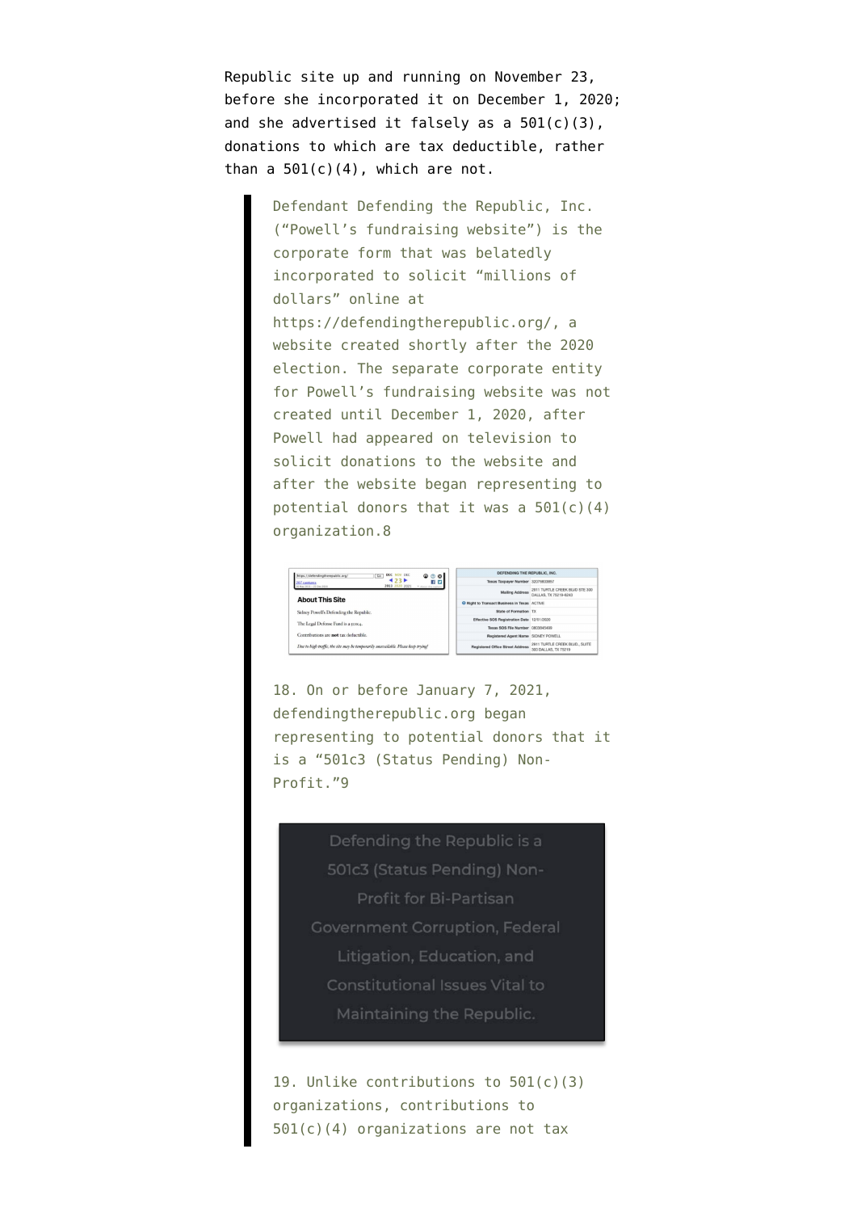Republic site up and running on November 23, before she incorporated it on December 1, 2020; and she advertised it falsely as a 501(c)(3), donations to which are tax deductible, rather than a 501(c)(4), which are not.

> Defendant Defending the Republic, Inc. ("Powell's fundraising website") is the corporate form that was belatedly incorporated to solicit "millions of dollars" online at https://defendingtherepublic.org/, a website created shortly after the 2020 election. The separate corporate entity for Powell's fundraising website was not created until December 1, 2020, after Powell had appeared on television to solicit donations to the website and after the website began representing to potential donors that it was a 501(c)(4) organization.8
>
> **About This Site**
>
> Sidney Powell's Defending the Republic.
>
> The Legal Defense Fund is a 501c4.
>
> Contributions are **not** tax deductible.
>
> *Due to high traffic, the site may be temporarily unavailable. Please keep trying!*
>
> | DEFENDING THE REPUBLIC, INC. | |
> | --- | --- |
> | Texas Taxpayer Number | 32075833957 |
> | Mailing Address | 2911 TURTLE CREEK BLVD STE 300 DALLAS, TX 75219-6243 |
> | Right to Transact Business in Texas | ACTIVE |
> | State of Formation | TX |
> | Effective SOS Registration Date | 12/01/2020 |
> | Texas SOS File Number | 0803845408 |
> | Registered Agent Name | SIDNEY POWELL |
> | Registered Office Street Address | 2911 TURTLE CREEK BLVD., SUITE 300 DALLAS, TX 75219 |
>
> 18. On or before January 7, 2021, defendingtherepublic.org began representing to potential donors that it is a "501c3 (Status Pending) Non-Profit."9
>
> Defending the Republic is a 501c3 (Status Pending) Non-Profit for Bi-Partisan Government Corruption, Federal Litigation, Education, and Constitutional Issues Vital to Maintaining the Republic.
>
> 19. Unlike contributions to 501(c)(3) organizations, contributions to 501(c)(4) organizations are not tax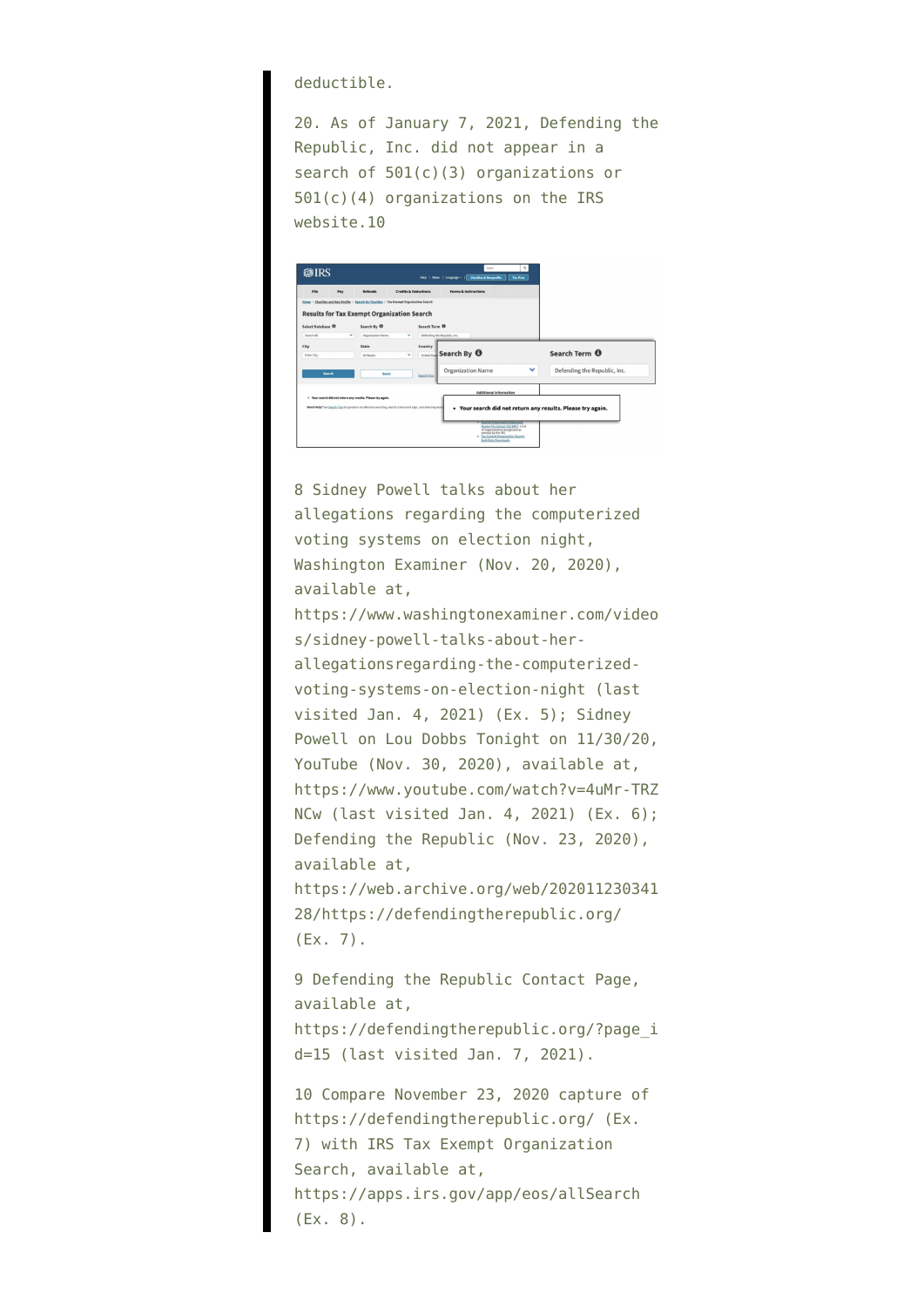deductible.

20. As of January 7, 2021, Defending the Republic, Inc. did not appear in a search of 501(c)(3) organizations or 501(c)(4) organizations on the IRS website.10

8 Sidney Powell talks about her allegations regarding the computerized voting systems on election night, Washington Examiner (Nov. 20, 2020), available at, https://www.washingtonexaminer.com/videos/sidney-powell-talks-about-her-allegationsregarding-the-computerized-voting-systems-on-election-night (last visited Jan. 4, 2021) (Ex. 5); Sidney Powell on Lou Dobbs Tonight on 11/30/20, YouTube (Nov. 30, 2020), available at, https://www.youtube.com/watch?v=4uMr-TRZNCw (last visited Jan. 4, 2021) (Ex. 6); Defending the Republic (Nov. 23, 2020), available at, https://web.archive.org/web/20201123034128/https://defendingtherepublic.org/ (Ex. 7).

9 Defending the Republic Contact Page, available at, https://defendingtherepublic.org/?page_id=15 (last visited Jan. 7, 2021).

10 Compare November 23, 2020 capture of https://defendingtherepublic.org/ (Ex. 7) with IRS Tax Exempt Organization Search, available at, https://apps.irs.gov/app/eos/allSearch (Ex. 8).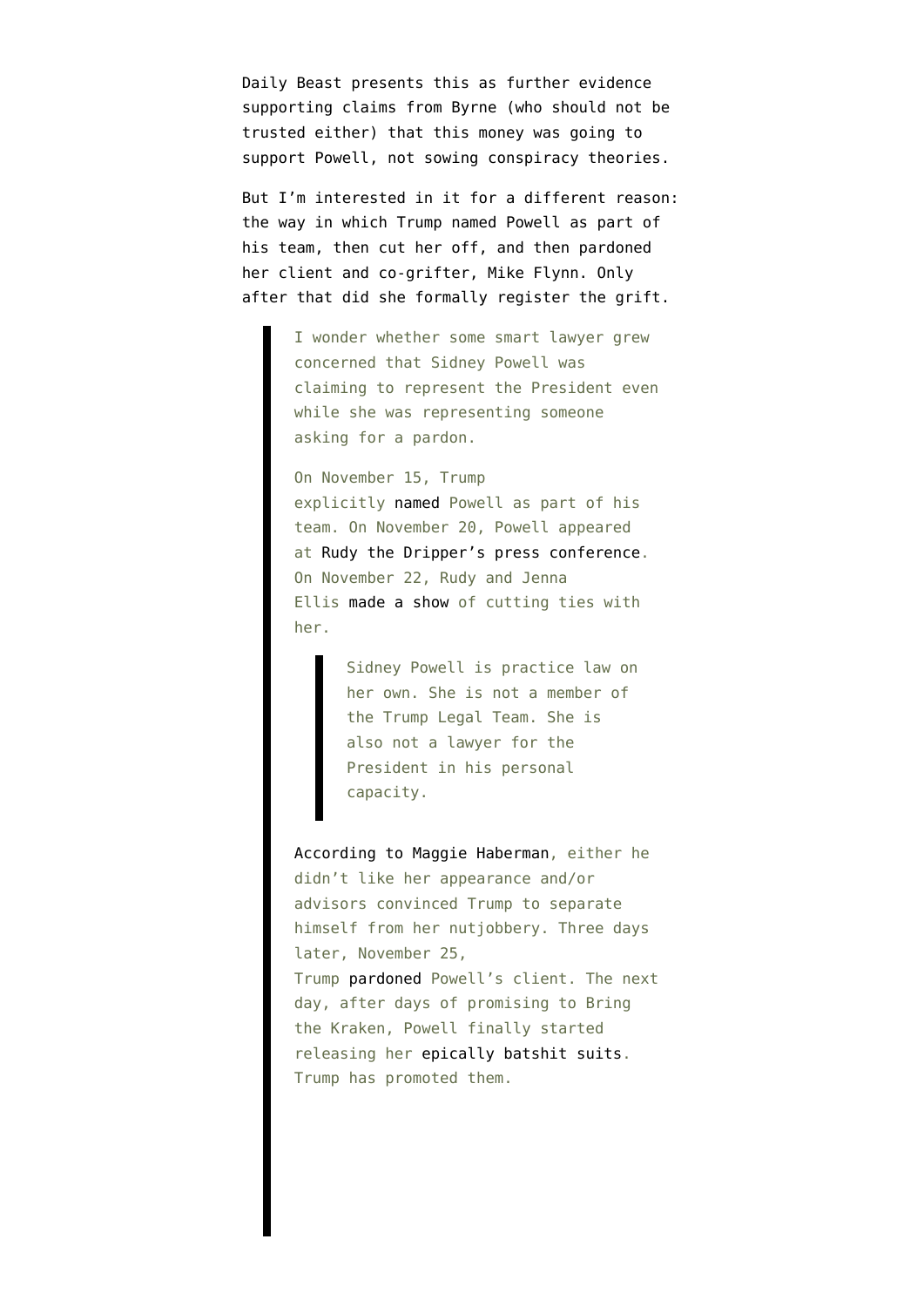Daily Beast presents this as further evidence supporting claims from Byrne (who should not be trusted either) that this money was going to support Powell, not sowing conspiracy theories.

But I'm interested in it for a different reason: the way in which Trump named Powell as part of his team, then cut her off, and then pardoned her client and co-grifter, Mike Flynn. Only after that did she formally register the grift.

> I wonder whether some smart lawyer grew concerned that Sidney Powell was claiming to represent the President even while she was representing someone asking for a pardon.
>
> On November 15, Trump explicitly named Powell as part of his team. On November 20, Powell appeared at Rudy the Dripper's press conference. On November 22, Rudy and Jenna Ellis made a show of cutting ties with her.
>
> > Sidney Powell is practice law on her own. She is not a member of the Trump Legal Team. She is also not a lawyer for the President in his personal capacity.
>
> According to Maggie Haberman, either he didn't like her appearance and/or advisors convinced Trump to separate himself from her nutjobbery. Three days later, November 25, Trump pardoned Powell's client. The next day, after days of promising to Bring the Kraken, Powell finally started releasing her epically batshit suits. Trump has promoted them.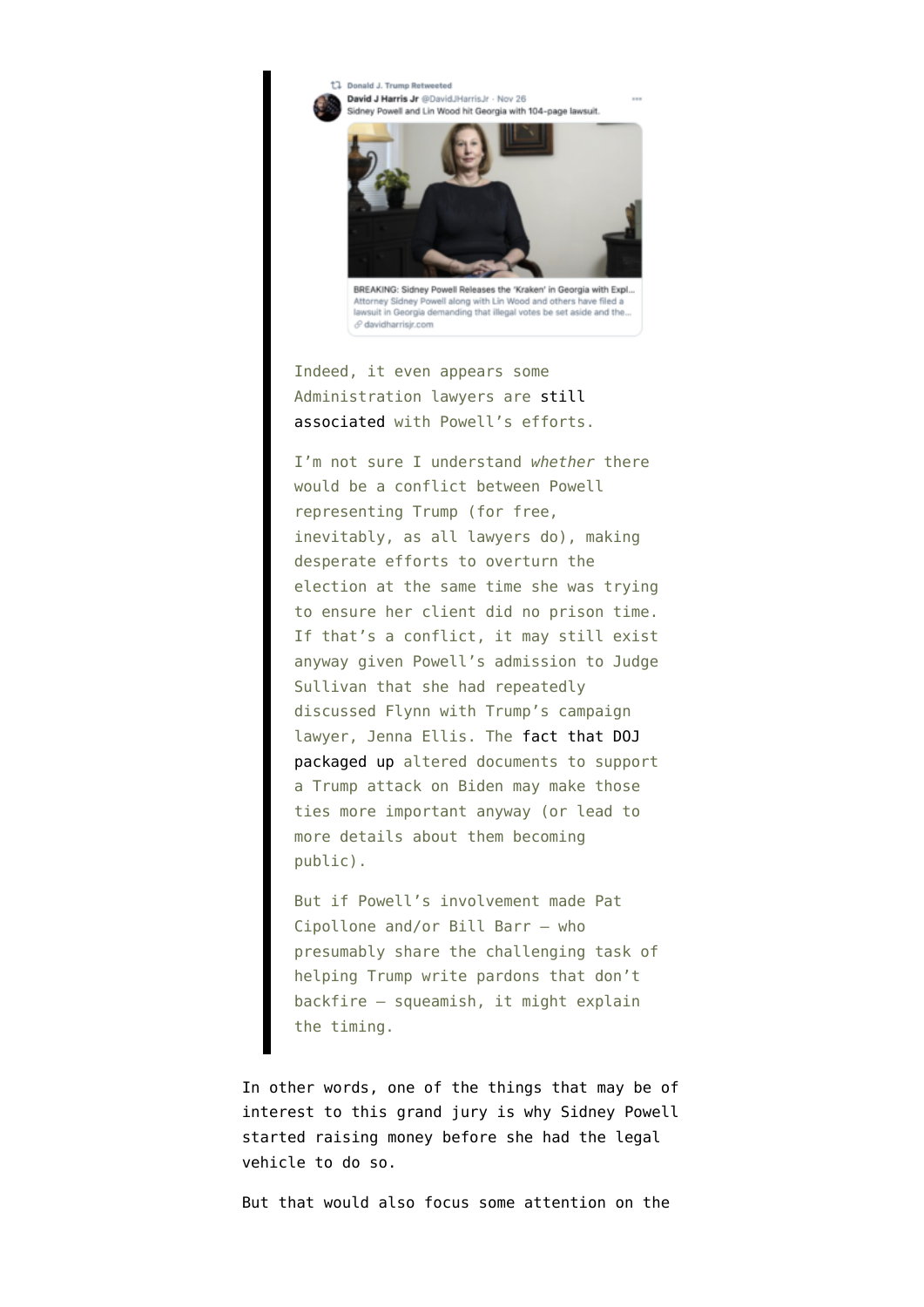> Donald J. Trump Retweeted
> **David J Harris Jr** @DavidJHarrisJr · Nov 26
> Sidney Powell and Lin Wood hit Georgia with 104-page lawsuit.
>
> BREAKING: Sidney Powell Releases the 'Kraken' in Georgia with Expl...
> Attorney Sidney Powell along with Lin Wood and others have filed a lawsuit in Georgia demanding that illegal votes be set aside and the...
> davidharrisjr.com
>
> Indeed, it even appears some Administration lawyers are still associated with Powell's efforts.
>
> I'm not sure I understand *whether* there would be a conflict between Powell representing Trump (for free, inevitably, as all lawyers do), making desperate efforts to overturn the election at the same time she was trying to ensure her client did no prison time. If that's a conflict, it may still exist anyway given Powell's admission to Judge Sullivan that she had repeatedly discussed Flynn with Trump's campaign lawyer, Jenna Ellis. The fact that DOJ packaged up altered documents to support a Trump attack on Biden may make those ties more important anyway (or lead to more details about them becoming public).
>
> But if Powell's involvement made Pat Cipollone and/or Bill Barr — who presumably share the challenging task of helping Trump write pardons that don't backfire — squeamish, it might explain the timing.

In other words, one of the things that may be of interest to this grand jury is why Sidney Powell started raising money before she had the legal vehicle to do so.

But that would also focus some attention on the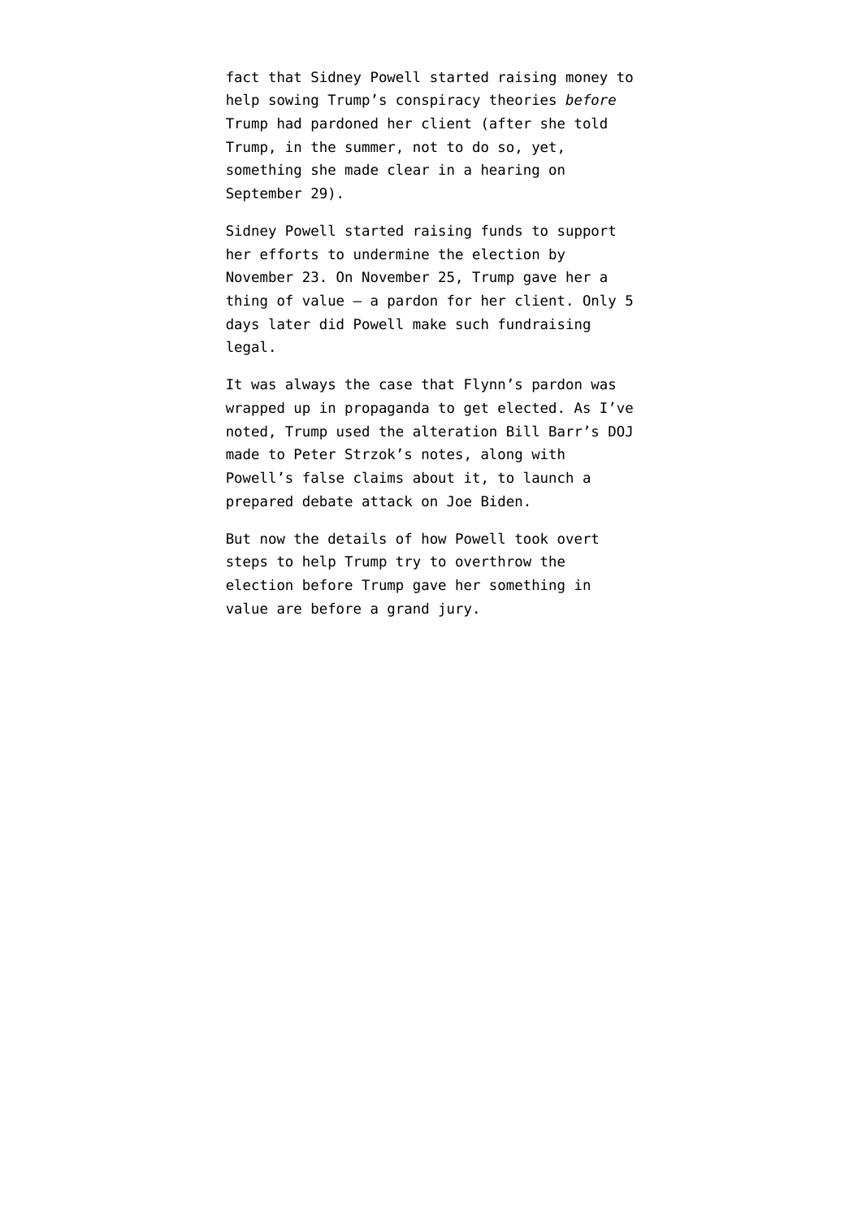fact that Sidney Powell started raising money to help sowing Trump's conspiracy theories *before* Trump had pardoned her client (after she told Trump, in the summer, not to do so, yet, something she made clear in a hearing on September 29).

Sidney Powell started raising funds to support her efforts to undermine the election by November 23. On November 25, Trump gave her a thing of value — a pardon for her client. Only 5 days later did Powell make such fundraising legal.

It was always the case that Flynn's pardon was wrapped up in propaganda to get elected. As I've noted, Trump used the alteration Bill Barr's DOJ made to Peter Strzok's notes, along with Powell's false claims about it, to launch a prepared debate attack on Joe Biden.

But now the details of how Powell took overt steps to help Trump try to overthrow the election before Trump gave her something in value are before a grand jury.